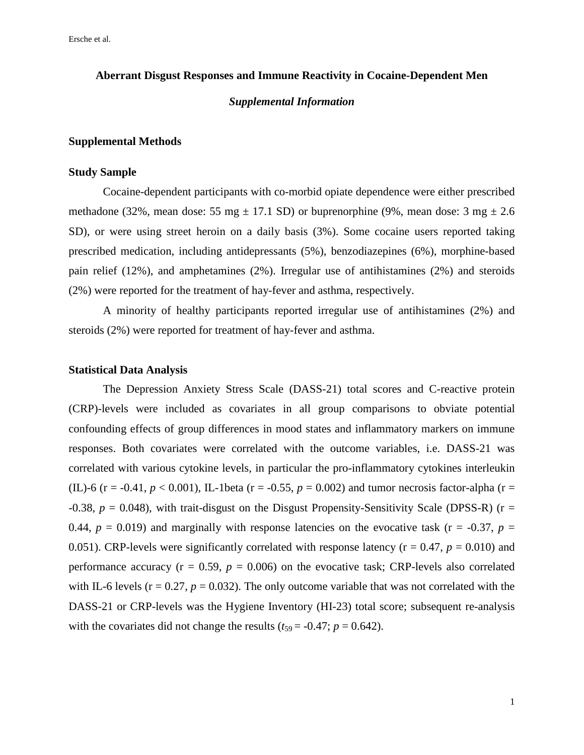# Aberrant Disgust Responses and Immune Reactivity in Cocaine-Dependent Men

*Supplemental Information*

## Supplemental Methods

### Study Sample

Cocaine-dependent participants with co-morbid opiate dependence were either prescribed methadone (32%, mean dose: 55 mg ± 17.1 SD) or buprenorphine (9%, mean dose: 3 mg ± 2.6 SD), or were using street heroin on a daily basis (3%). Some cocaine users reported taking prescribed medication, including antidepressants (5%), benzodiazepines (6%), morphine-based pain relief (12%), and amphetamines (2%). Irregular use of antihistamines (2%) and steroids (2%) were reported for the treatment of hay-fever and asthma, respectively.

A minority of healthy participants reported irregular use of antihistamines (2%) and steroids (2%) were reported for treatment of hay-fever and asthma.

### Statistical Data Analysis

The Depression Anxiety Stress Scale (DASS-21) total scores and C-reactive protein (CRP)-levels were included as covariates in all group comparisons to obviate potential confounding effects of group differences in mood states and inflammatory markers on immune responses. Both covariates were correlated with the outcome variables, i.e. DASS-21 was correlated with various cytokine levels, in particular the pro-inflammatory cytokines interleukin (IL)-6 ($r = -0.41$, $p < 0.001$), IL-1beta ($r = -0.55$, $p = 0.002$) and tumor necrosis factor-alpha ($r = -0.38$, $p = 0.048$), with trait-disgust on the Disgust Propensity-Sensitivity Scale (DPSS-R) ($r = 0.44$, $p = 0.019$) and marginally with response latencies on the evocative task ($r = -0.37$, $p = 0.051$). CRP-levels were significantly correlated with response latency ($r = 0.47$, $p = 0.010$) and performance accuracy ($r = 0.59$, $p = 0.006$) on the evocative task; CRP-levels also correlated with IL-6 levels ($r = 0.27$, $p = 0.032$). The only outcome variable that was not correlated with the DASS-21 or CRP-levels was the Hygiene Inventory (HI-23) total score; subsequent re-analysis with the covariates did not change the results ($t_{59} = -0.47$; $p = 0.642$).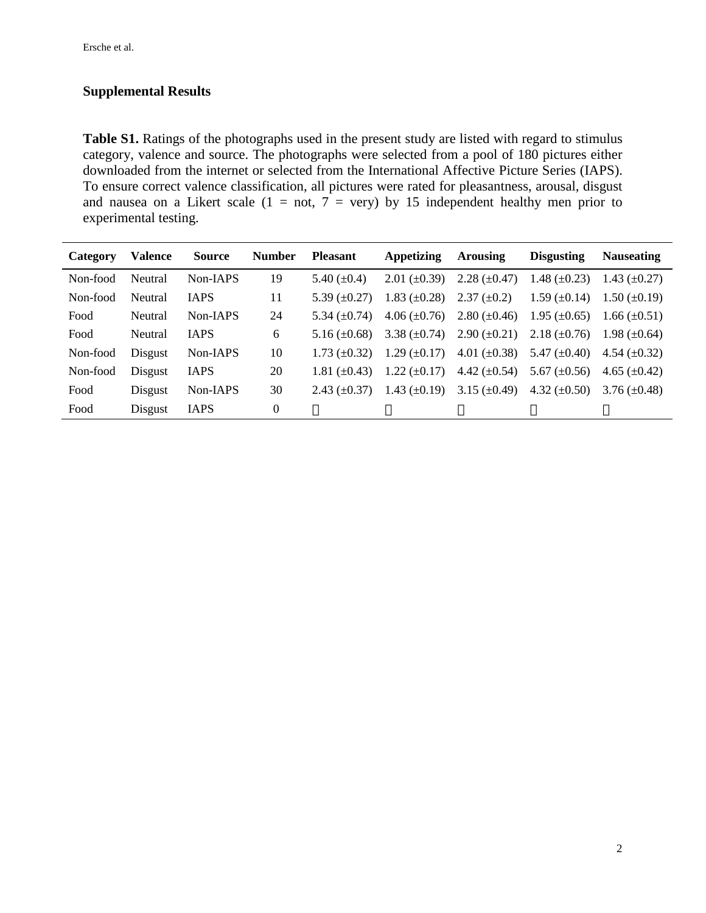## Supplemental Results

**Table S1.** Ratings of the photographs used in the present study are listed with regard to stimulus category, valence and source. The photographs were selected from a pool of 180 pictures either downloaded from the internet or selected from the International Affective Picture Series (IAPS). To ensure correct valence classification, all pictures were rated for pleasantness, arousal, disgust and nausea on a Likert scale (1 = not, 7 = very) by 15 independent healthy men prior to experimental testing.

| Category | Valence | Source | Number | Pleasant | Appetizing | Arousing | Disgusting | Nauseating |
|---|---|---|---|---|---|---|---|---|
| Non-food | Neutral | Non-IAPS | 19 | 5.40 (±0.4) | 2.01 (±0.39) | 2.28 (±0.47) | 1.48 (±0.23) | 1.43 (±0.27) |
| Non-food | Neutral | IAPS | 11 | 5.39 (±0.27) | 1.83 (±0.28) | 2.37 (±0.2) | 1.59 (±0.14) | 1.50 (±0.19) |
| Food | Neutral | Non-IAPS | 24 | 5.34 (±0.74) | 4.06 (±0.76) | 2.80 (±0.46) | 1.95 (±0.65) | 1.66 (±0.51) |
| Food | Neutral | IAPS | 6 | 5.16 (±0.68) | 3.38 (±0.74) | 2.90 (±0.21) | 2.18 (±0.76) | 1.98 (±0.64) |
| Non-food | Disgust | Non-IAPS | 10 | 1.73 (±0.32) | 1.29 (±0.17) | 4.01 (±0.38) | 5.47 (±0.40) | 4.54 (±0.32) |
| Non-food | Disgust | IAPS | 20 | 1.81 (±0.43) | 1.22 (±0.17) | 4.42 (±0.54) | 5.67 (±0.56) | 4.65 (±0.42) |
| Food | Disgust | Non-IAPS | 30 | 2.43 (±0.37) | 1.43 (±0.19) | 3.15 (±0.49) | 4.32 (±0.50) | 3.76 (±0.48) |
| Food | Disgust | IAPS | 0 | – | – | – | – | – |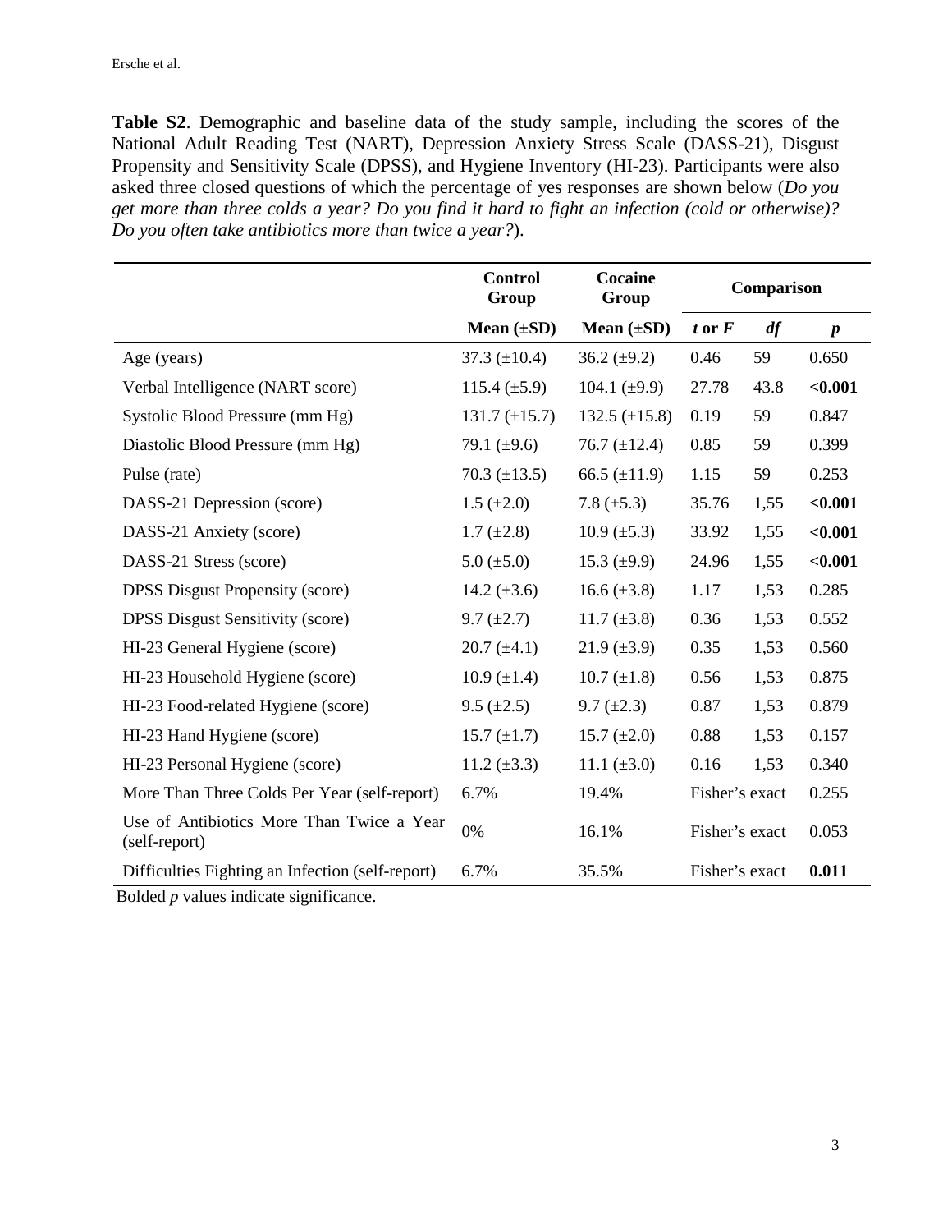**Table S2**. Demographic and baseline data of the study sample, including the scores of the National Adult Reading Test (NART), Depression Anxiety Stress Scale (DASS-21), Disgust Propensity and Sensitivity Scale (DPSS), and Hygiene Inventory (HI-23). Participants were also asked three closed questions of which the percentage of yes responses are shown below (*Do you get more than three colds a year? Do you find it hard to fight an infection (cold or otherwise)? Do you often take antibiotics more than twice a year?*).

| | Control Group | Cocaine Group | Comparison | | |
|---|---|---|---|---|---|
| | **Mean (±SD)** | **Mean (±SD)** | ***t* or *F*** | ***df*** | ***p*** |
| Age (years) | 37.3 (±10.4) | 36.2 (±9.2) | 0.46 | 59 | 0.650 |
| Verbal Intelligence (NART score) | 115.4 (±5.9) | 104.1 (±9.9) | 27.78 | 43.8 | **<0.001** |
| Systolic Blood Pressure (mm Hg) | 131.7 (±15.7) | 132.5 (±15.8) | 0.19 | 59 | 0.847 |
| Diastolic Blood Pressure (mm Hg) | 79.1 (±9.6) | 76.7 (±12.4) | 0.85 | 59 | 0.399 |
| Pulse (rate) | 70.3 (±13.5) | 66.5 (±11.9) | 1.15 | 59 | 0.253 |
| DASS-21 Depression (score) | 1.5 (±2.0) | 7.8 (±5.3) | 35.76 | 1,55 | **<0.001** |
| DASS-21 Anxiety (score) | 1.7 (±2.8) | 10.9 (±5.3) | 33.92 | 1,55 | **<0.001** |
| DASS-21 Stress (score) | 5.0 (±5.0) | 15.3 (±9.9) | 24.96 | 1,55 | **<0.001** |
| DPSS Disgust Propensity (score) | 14.2 (±3.6) | 16.6 (±3.8) | 1.17 | 1,53 | 0.285 |
| DPSS Disgust Sensitivity (score) | 9.7 (±2.7) | 11.7 (±3.8) | 0.36 | 1,53 | 0.552 |
| HI-23 General Hygiene (score) | 20.7 (±4.1) | 21.9 (±3.9) | 0.35 | 1,53 | 0.560 |
| HI-23 Household Hygiene (score) | 10.9 (±1.4) | 10.7 (±1.8) | 0.56 | 1,53 | 0.875 |
| HI-23 Food-related Hygiene (score) | 9.5 (±2.5) | 9.7 (±2.3) | 0.87 | 1,53 | 0.879 |
| HI-23 Hand Hygiene (score) | 15.7 (±1.7) | 15.7 (±2.0) | 0.88 | 1,53 | 0.157 |
| HI-23 Personal Hygiene (score) | 11.2 (±3.3) | 11.1 (±3.0) | 0.16 | 1,53 | 0.340 |
| More Than Three Colds Per Year (self-report) | 6.7% | 19.4% | Fisher's exact | | 0.255 |
| Use of Antibiotics More Than Twice a Year (self-report) | 0% | 16.1% | Fisher's exact | | 0.053 |
| Difficulties Fighting an Infection (self-report) | 6.7% | 35.5% | Fisher's exact | | **0.011** |

Bolded *p* values indicate significance.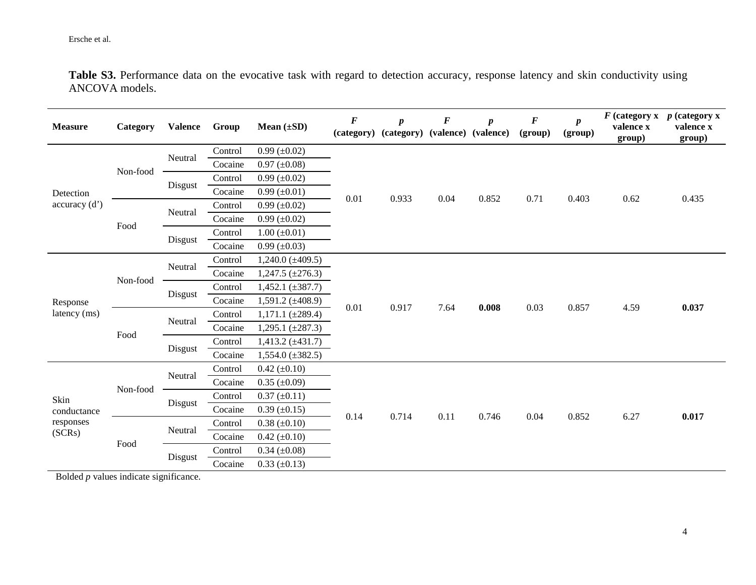**Table S3.** Performance data on the evocative task with regard to detection accuracy, response latency and skin conductivity using ANCOVA models.

| Measure | Category | Valence | Group | Mean (±SD) | *F* (category) | *p* (category) | *F* (valence) | *p* (valence) | *F* (group) | *p* (group) | *F* (category x valence x group) | *p* (category x valence x group) |
|---|---|---|---|---|---|---|---|---|---|---|---|---|
| Detection accuracy (d') | Non-food | Neutral | Control | 0.99 (±0.02) | 0.01 | 0.933 | 0.04 | 0.852 | 0.71 | 0.403 | 0.62 | 0.435 |
| | | | Cocaine | 0.97 (±0.08) | | | | | | | | |
| | | Disgust | Control | 0.99 (±0.02) | | | | | | | | |
| | | | Cocaine | 0.99 (±0.01) | | | | | | | | |
| | Food | Neutral | Control | 0.99 (±0.02) | | | | | | | | |
| | | | Cocaine | 0.99 (±0.02) | | | | | | | | |
| | | Disgust | Control | 1.00 (±0.01) | | | | | | | | |
| | | | Cocaine | 0.99 (±0.03) | | | | | | | | |
| Response latency (ms) | Non-food | Neutral | Control | 1,240.0 (±409.5) | 0.01 | 0.917 | 7.64 | **0.008** | 0.03 | 0.857 | 4.59 | **0.037** |
| | | | Cocaine | 1,247.5 (±276.3) | | | | | | | | |
| | | Disgust | Control | 1,452.1 (±387.7) | | | | | | | | |
| | | | Cocaine | 1,591.2 (±408.9) | | | | | | | | |
| | Food | Neutral | Control | 1,171.1 (±289.4) | | | | | | | | |
| | | | Cocaine | 1,295.1 (±287.3) | | | | | | | | |
| | | Disgust | Control | 1,413.2 (±431.7) | | | | | | | | |
| | | | Cocaine | 1,554.0 (±382.5) | | | | | | | | |
| Skin conductance responses (SCRs) | Non-food | Neutral | Control | 0.42 (±0.10) | 0.14 | 0.714 | 0.11 | 0.746 | 0.04 | 0.852 | 6.27 | **0.017** |
| | | | Cocaine | 0.35 (±0.09) | | | | | | | | |
| | | Disgust | Control | 0.37 (±0.11) | | | | | | | | |
| | | | Cocaine | 0.39 (±0.15) | | | | | | | | |
| | Food | Neutral | Control | 0.38 (±0.10) | | | | | | | | |
| | | | Cocaine | 0.42 (±0.10) | | | | | | | | |
| | | Disgust | Control | 0.34 (±0.08) | | | | | | | | |
| | | | Cocaine | 0.33 (±0.13) | | | | | | | | |

Bolded *p* values indicate significance.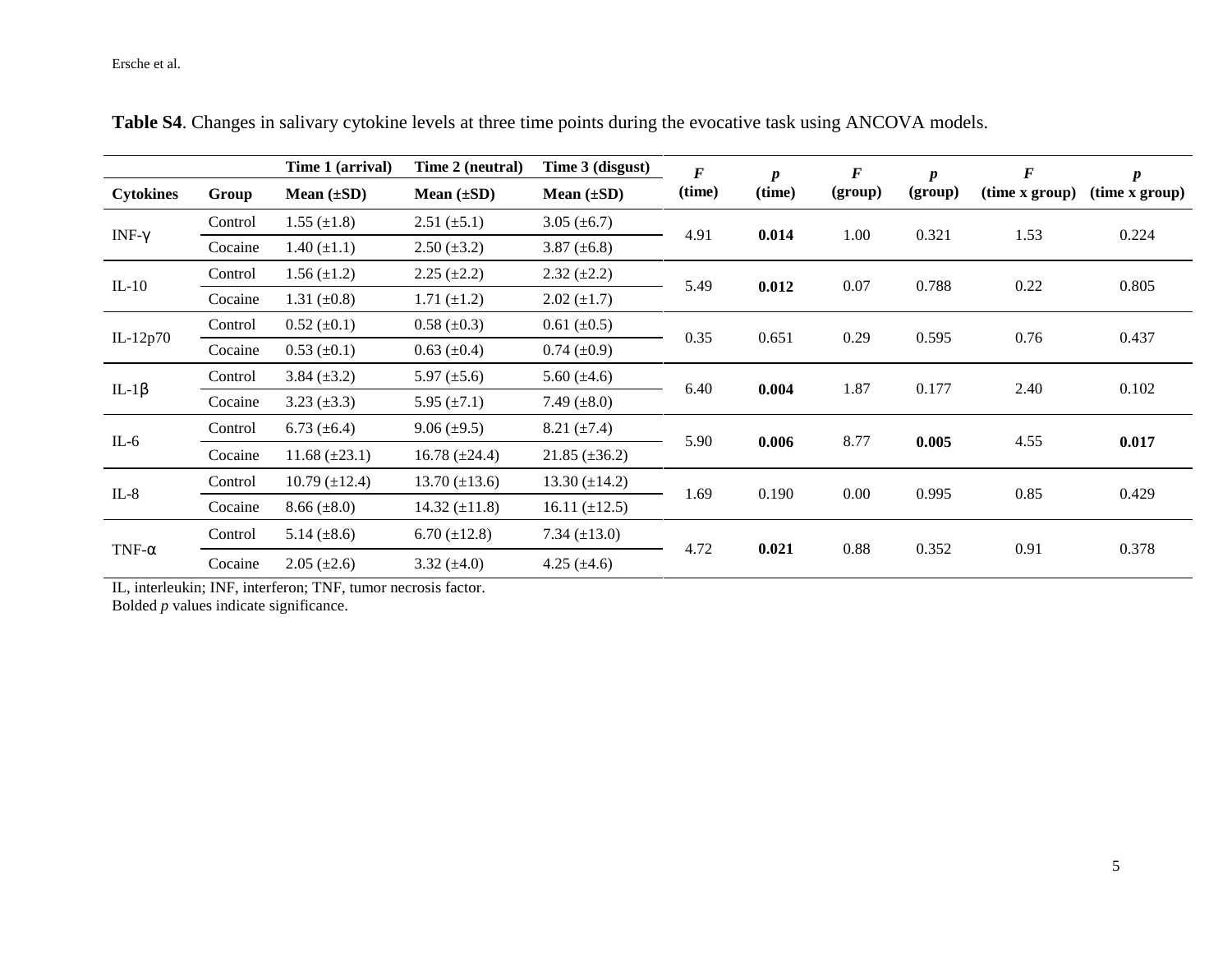**Table S4**. Changes in salivary cytokine levels at three time points during the evocative task using ANCOVA models.

| Cytokines | Group | Time 1 (arrival) Mean (±SD) | Time 2 (neutral) Mean (±SD) | Time 3 (disgust) Mean (±SD) | *F* (time) | *p* (time) | *F* (group) | *p* (group) | *F* (time x group) | *p* (time x group) |
|---|---|---|---|---|---|---|---|---|---|---|
| INF-γ | Control | 1.55 (±1.8) | 2.51 (±5.1) | 3.05 (±6.7) | 4.91 | **0.014** | 1.00 | 0.321 | 1.53 | 0.224 |
| | Cocaine | 1.40 (±1.1) | 2.50 (±3.2) | 3.87 (±6.8) | | | | | | |
| IL-10 | Control | 1.56 (±1.2) | 2.25 (±2.2) | 2.32 (±2.2) | 5.49 | **0.012** | 0.07 | 0.788 | 0.22 | 0.805 |
| | Cocaine | 1.31 (±0.8) | 1.71 (±1.2) | 2.02 (±1.7) | | | | | | |
| IL-12p70 | Control | 0.52 (±0.1) | 0.58 (±0.3) | 0.61 (±0.5) | 0.35 | 0.651 | 0.29 | 0.595 | 0.76 | 0.437 |
| | Cocaine | 0.53 (±0.1) | 0.63 (±0.4) | 0.74 (±0.9) | | | | | | |
| IL-1β | Control | 3.84 (±3.2) | 5.97 (±5.6) | 5.60 (±4.6) | 6.40 | **0.004** | 1.87 | 0.177 | 2.40 | 0.102 |
| | Cocaine | 3.23 (±3.3) | 5.95 (±7.1) | 7.49 (±8.0) | | | | | | |
| IL-6 | Control | 6.73 (±6.4) | 9.06 (±9.5) | 8.21 (±7.4) | 5.90 | **0.006** | 8.77 | **0.005** | 4.55 | **0.017** |
| | Cocaine | 11.68 (±23.1) | 16.78 (±24.4) | 21.85 (±36.2) | | | | | | |
| IL-8 | Control | 10.79 (±12.4) | 13.70 (±13.6) | 13.30 (±14.2) | 1.69 | 0.190 | 0.00 | 0.995 | 0.85 | 0.429 |
| | Cocaine | 8.66 (±8.0) | 14.32 (±11.8) | 16.11 (±12.5) | | | | | | |
| TNF-α | Control | 5.14 (±8.6) | 6.70 (±12.8) | 7.34 (±13.0) | 4.72 | **0.021** | 0.88 | 0.352 | 0.91 | 0.378 |
| | Cocaine | 2.05 (±2.6) | 3.32 (±4.0) | 4.25 (±4.6) | | | | | | |

IL, interleukin; INF, interferon; TNF, tumor necrosis factor.
Bolded *p* values indicate significance.